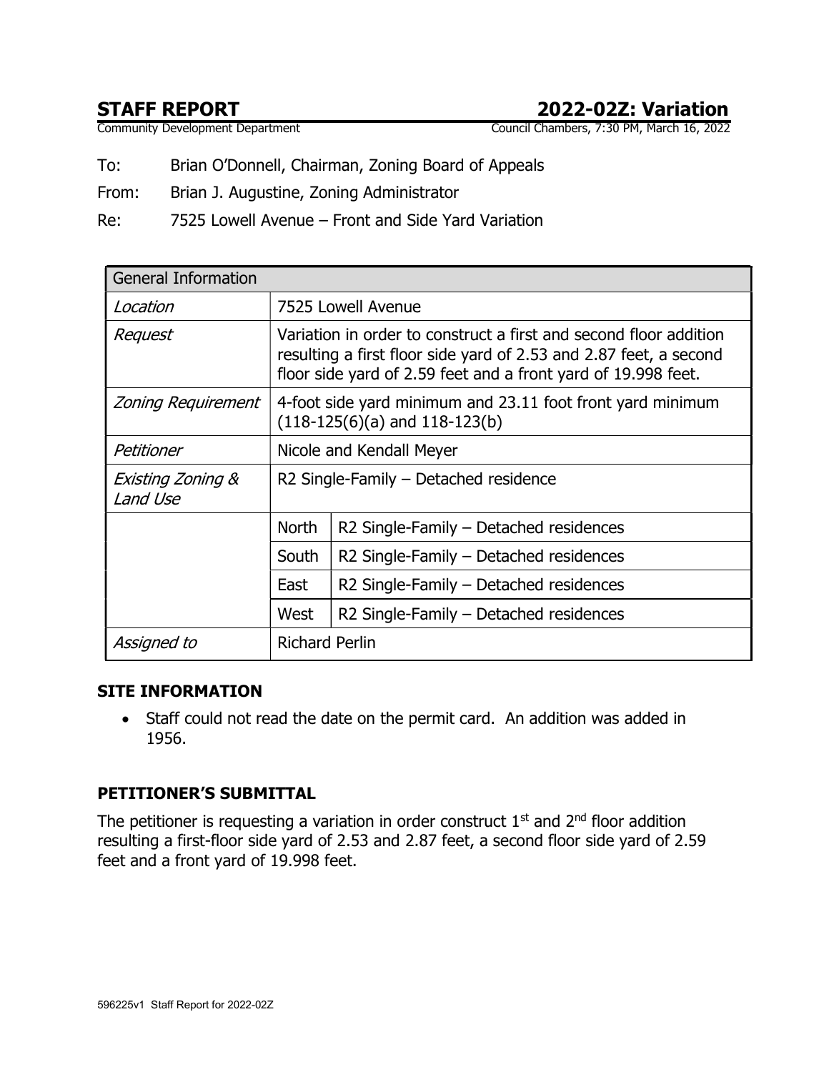# STAFF REPORT — 2022-02Z: Variation

Community Development Department — Council Chambers, 7:30 PM, March 16, 2022

To: Brian O'Donnell, Chairman, Zoning Board of Appeals

From: Brian J. Augustine, Zoning Administrator

Re: 7525 Lowell Avenue – Front and Side Yard Variation

| General Information | | |
|---|---|---|
| *Location* | 7525 Lowell Avenue | |
| *Request* | Variation in order to construct a first and second floor addition resulting a first floor side yard of 2.53 and 2.87 feet, a second floor side yard of 2.59 feet and a front yard of 19.998 feet. | |
| *Zoning Requirement* | 4-foot side yard minimum and 23.11 foot front yard minimum (118-125(6)(a) and 118-123(b) | |
| *Petitioner* | Nicole and Kendall Meyer | |
| *Existing Zoning & Land Use* | R2 Single-Family – Detached residence | |
| | North | R2 Single-Family – Detached residences |
| | South | R2 Single-Family – Detached residences |
| | East | R2 Single-Family – Detached residences |
| | West | R2 Single-Family – Detached residences |
| *Assigned to* | Richard Perlin | |

## SITE INFORMATION

- Staff could not read the date on the permit card. An addition was added in 1956.

## PETITIONER'S SUBMITTAL

The petitioner is requesting a variation in order construct 1st and 2nd floor addition resulting a first-floor side yard of 2.53 and 2.87 feet, a second floor side yard of 2.59 feet and a front yard of 19.998 feet.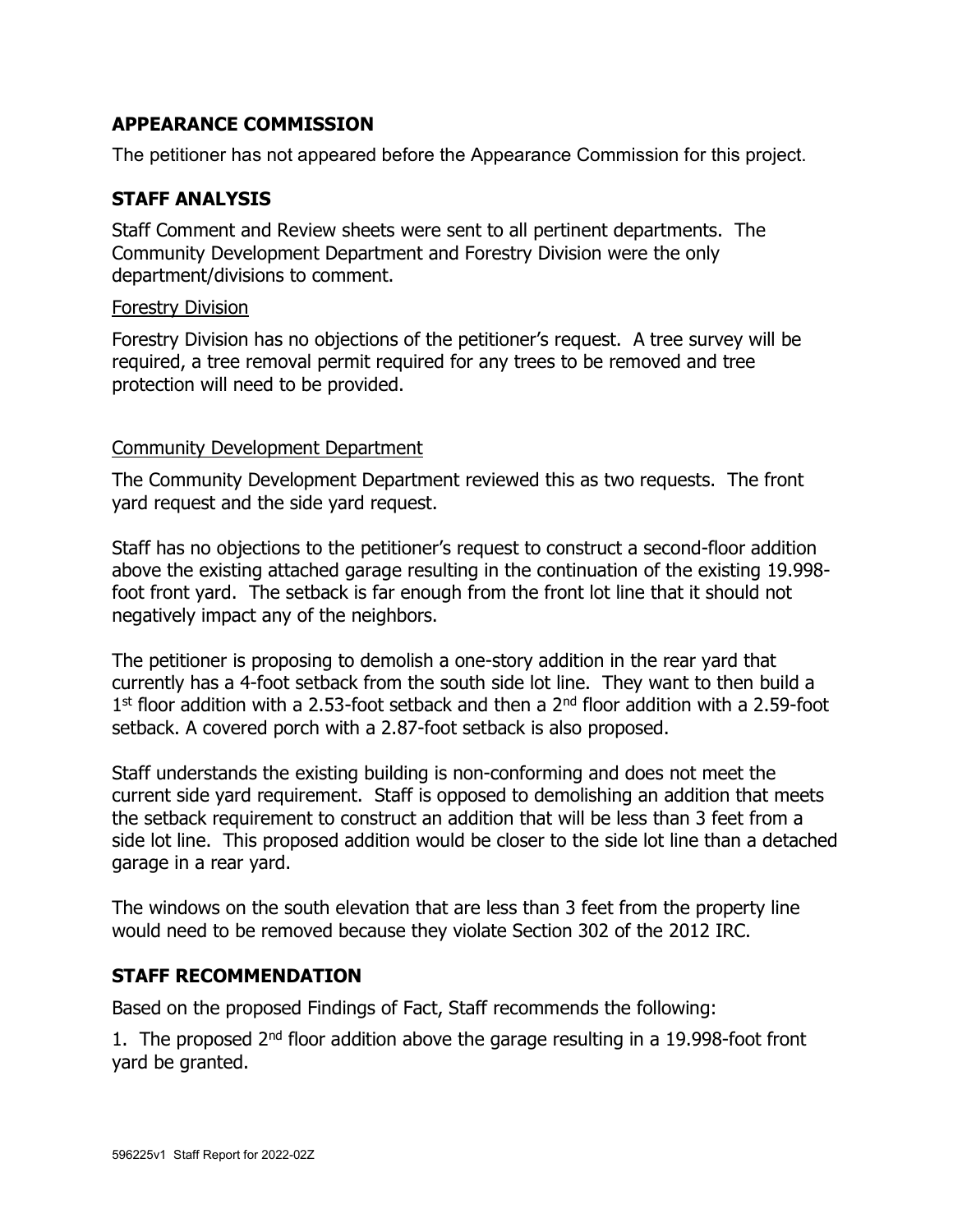## APPEARANCE COMMISSION

The petitioner has not appeared before the Appearance Commission for this project.

## STAFF ANALYSIS

Staff Comment and Review sheets were sent to all pertinent departments. The Community Development Department and Forestry Division were the only department/divisions to comment.

### Forestry Division

Forestry Division has no objections of the petitioner's request. A tree survey will be required, a tree removal permit required for any trees to be removed and tree protection will need to be provided.

### Community Development Department

The Community Development Department reviewed this as two requests. The front yard request and the side yard request.

Staff has no objections to the petitioner's request to construct a second-floor addition above the existing attached garage resulting in the continuation of the existing 19.998-foot front yard. The setback is far enough from the front lot line that it should not negatively impact any of the neighbors.

The petitioner is proposing to demolish a one-story addition in the rear yard that currently has a 4-foot setback from the south side lot line. They want to then build a 1st floor addition with a 2.53-foot setback and then a 2nd floor addition with a 2.59-foot setback. A covered porch with a 2.87-foot setback is also proposed.

Staff understands the existing building is non-conforming and does not meet the current side yard requirement. Staff is opposed to demolishing an addition that meets the setback requirement to construct an addition that will be less than 3 feet from a side lot line. This proposed addition would be closer to the side lot line than a detached garage in a rear yard.

The windows on the south elevation that are less than 3 feet from the property line would need to be removed because they violate Section 302 of the 2012 IRC.

## STAFF RECOMMENDATION

Based on the proposed Findings of Fact, Staff recommends the following:

1. The proposed 2nd floor addition above the garage resulting in a 19.998-foot front yard be granted.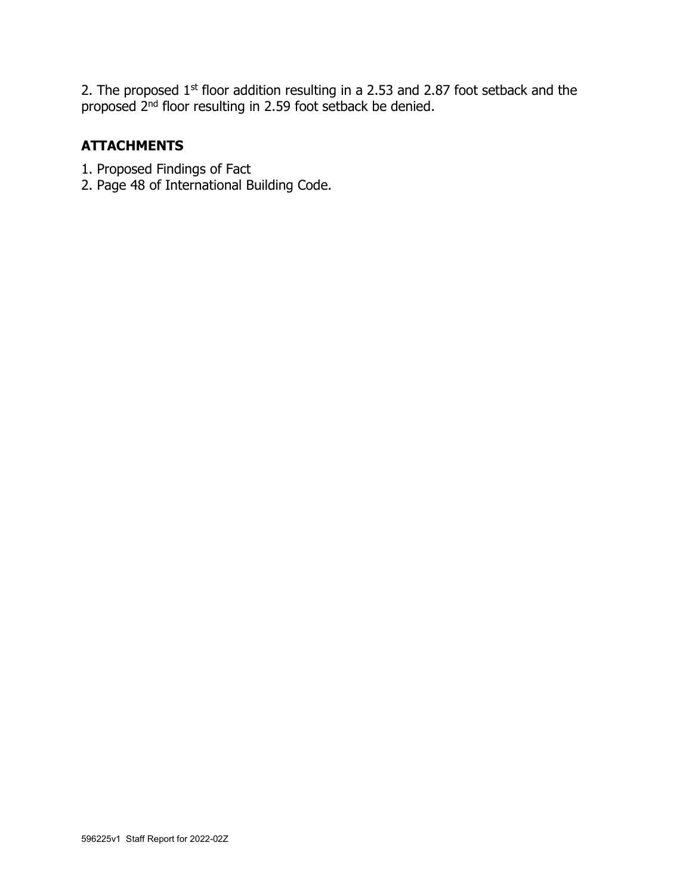2. The proposed 1st floor addition resulting in a 2.53 and 2.87 foot setback and the proposed 2nd floor resulting in 2.59 foot setback be denied.

## ATTACHMENTS

1. Proposed Findings of Fact
2. Page 48 of International Building Code.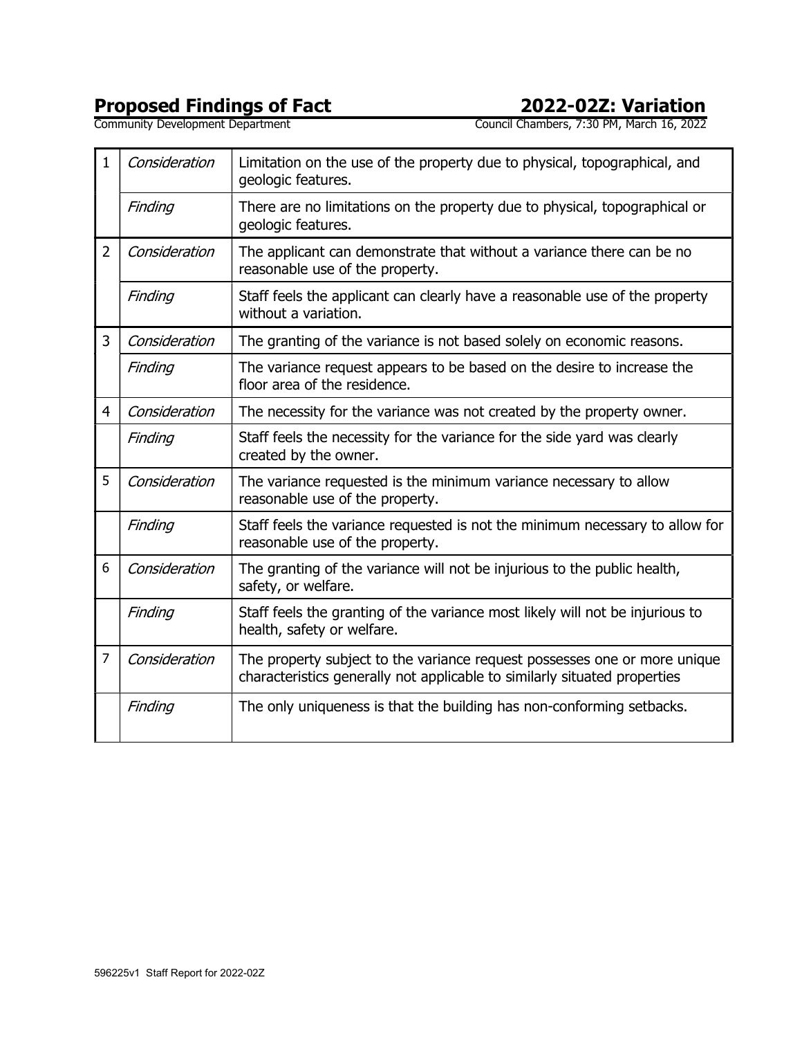# Proposed Findings of Fact — 2022-02Z: Variation

Community Development Department — Council Chambers, 7:30 PM, March 16, 2022

| # | | |
|---|---|---|
| 1 | *Consideration* | Limitation on the use of the property due to physical, topographical, and geologic features. |
| | *Finding* | There are no limitations on the property due to physical, topographical or geologic features. |
| 2 | *Consideration* | The applicant can demonstrate that without a variance there can be no reasonable use of the property. |
| | *Finding* | Staff feels the applicant can clearly have a reasonable use of the property without a variation. |
| 3 | *Consideration* | The granting of the variance is not based solely on economic reasons. |
| | *Finding* | The variance request appears to be based on the desire to increase the floor area of the residence. |
| 4 | *Consideration* | The necessity for the variance was not created by the property owner. |
| | *Finding* | Staff feels the necessity for the variance for the side yard was clearly created by the owner. |
| 5 | *Consideration* | The variance requested is the minimum variance necessary to allow reasonable use of the property. |
| | *Finding* | Staff feels the variance requested is not the minimum necessary to allow for reasonable use of the property. |
| 6 | *Consideration* | The granting of the variance will not be injurious to the public health, safety, or welfare. |
| | *Finding* | Staff feels the granting of the variance most likely will not be injurious to health, safety or welfare. |
| 7 | *Consideration* | The property subject to the variance request possesses one or more unique characteristics generally not applicable to similarly situated properties |
| | *Finding* | The only uniqueness is that the building has non-conforming setbacks. |

596225v1 Staff Report for 2022-02Z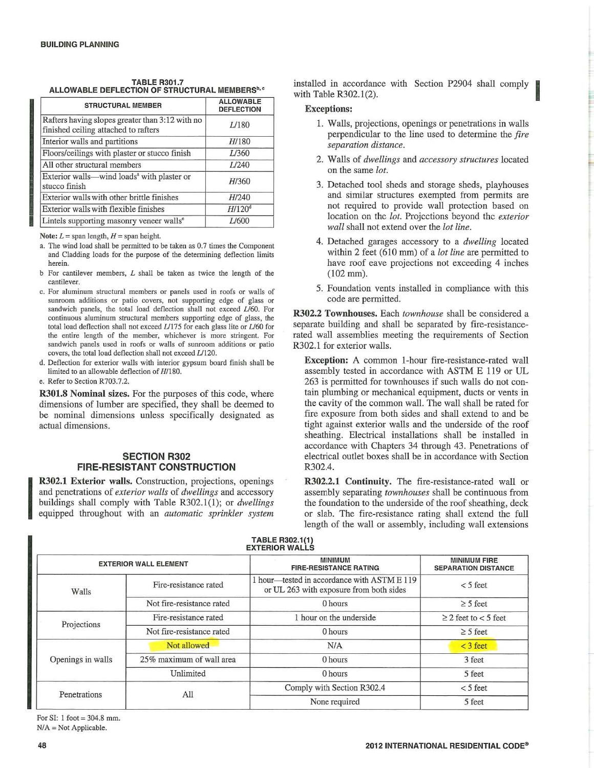**TABLE R301.7**
**ALLOWABLE DEFLECTION OF STRUCTURAL MEMBERS[b, c]**

| STRUCTURAL MEMBER | ALLOWABLE DEFLECTION |
|---|---|
| Rafters having slopes greater than 3:12 with no finished ceiling attached to rafters | $L/180$ |
| Interior walls and partitions | $H/180$ |
| Floors/ceilings with plaster or stucco finish | $L/360$ |
| All other structural members | $L/240$ |
| Exterior walls—wind loads[a] with plaster or stucco finish | $H/360$ |
| Exterior walls with other brittle finishes | $H/240$ |
| Exterior walls with flexible finishes | $H/120$[d] |
| Lintels supporting masonry veneer walls[e] | $L/600$ |

**Note:** $L$ = span length, $H$ = span height.

a. The wind load shall be permitted to be taken as 0.7 times the Component and Cladding loads for the purpose of the determining deflection limits herein.

b For cantilever members, $L$ shall be taken as twice the length of the cantilever.

c. For aluminum structural members or panels used in roofs or walls of sunroom additions or patio covers, not supporting edge of glass or sandwich panels, the total load deflection shall not exceed $L/60$. For continuous aluminum structural members supporting edge of glass, the total load deflection shall not exceed $L/175$ for each glass lite or $L/60$ for the entire length of the member, whichever is more stringent. For sandwich panels used in roofs or walls of sunroom additions or patio covers, the total load deflection shall not exceed $L/120$.

d. Deflection for exterior walls with interior gypsum board finish shall be limited to an allowable deflection of $H/180$.

e. Refer to Section R703.7.2.

**R301.8 Nominal sizes.** For the purposes of this code, where dimensions of lumber are specified, they shall be deemed to be nominal dimensions unless specifically designated as actual dimensions.

## SECTION R302 FIRE-RESISTANT CONSTRUCTION

**R302.1 Exterior walls.** Construction, projections, openings and penetrations of *exterior walls* of *dwellings* and accessory buildings shall comply with Table R302.1(1); or *dwellings* equipped throughout with an *automatic sprinkler system* installed in accordance with Section P2904 shall comply with Table R302.1(2).

**Exceptions:**

1. Walls, projections, openings or penetrations in walls perpendicular to the line used to determine the *fire separation distance*.
2. Walls of *dwellings* and *accessory structures* located on the same *lot*.
3. Detached tool sheds and storage sheds, playhouses and similar structures exempted from permits are not required to provide wall protection based on location on the *lot*. Projections beyond the *exterior wall* shall not extend over the *lot line*.
4. Detached garages accessory to a *dwelling* located within 2 feet (610 mm) of a *lot line* are permitted to have roof eave projections not exceeding 4 inches (102 mm).
5. Foundation vents installed in compliance with this code are permitted.

**R302.2 Townhouses.** Each *townhouse* shall be considered a separate building and shall be separated by fire-resistance-rated wall assemblies meeting the requirements of Section R302.1 for exterior walls.

**Exception:** A common 1-hour fire-resistance-rated wall assembly tested in accordance with ASTM E 119 or UL 263 is permitted for townhouses if such walls do not contain plumbing or mechanical equipment, ducts or vents in the cavity of the common wall. The wall shall be rated for fire exposure from both sides and shall extend to and be tight against exterior walls and the underside of the roof sheathing. Electrical installations shall be installed in accordance with Chapters 34 through 43. Penetrations of electrical outlet boxes shall be in accordance with Section R302.4.

**R302.2.1 Continuity.** The fire-resistance-rated wall or assembly separating *townhouses* shall be continuous from the foundation to the underside of the roof sheathing, deck or slab. The fire-resistance rating shall extend the full length of the wall or assembly, including wall extensions

**TABLE R302.1(1)**
**EXTERIOR WALLS**

| EXTERIOR WALL ELEMENT | | MINIMUM FIRE-RESISTANCE RATING | MINIMUM FIRE SEPARATION DISTANCE |
|---|---|---|---|
| Walls | Fire-resistance rated | 1 hour—tested in accordance with ASTM E 119 or UL 263 with exposure from both sides | < 5 feet |
| | Not fire-resistance rated | 0 hours | ≥ 5 feet |
| Projections | Fire-resistance rated | 1 hour on the underside | ≥ 2 feet to < 5 feet |
| | Not fire-resistance rated | 0 hours | ≥ 5 feet |
| Openings in walls | Not allowed | N/A | < 3 feet |
| | 25% maximum of wall area | 0 hours | 3 feet |
| | Unlimited | 0 hours | 5 feet |
| Penetrations | All | Comply with Section R302.4 | < 5 feet |
| | | None required | 5 feet |

For SI: 1 foot = 304.8 mm.
N/A = Not Applicable.